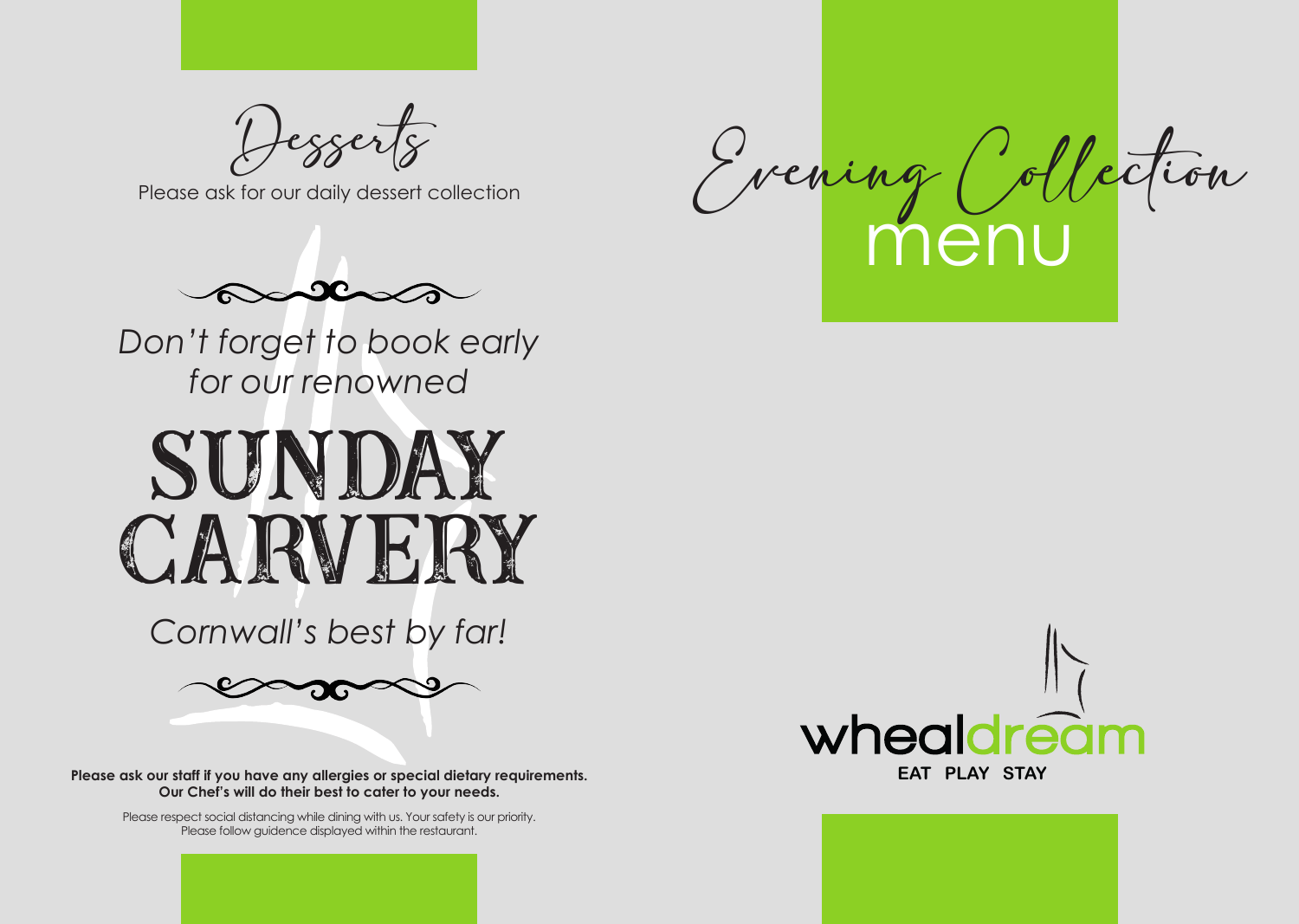## Desserts

Please ask for our daily dessert collection

*Don't forget to book early for our renowned*

# SUNDAY CARVERY

*Cornwall's best by far!*

**Please ask our staff if you have any allergies or special dietary requirements. Our Chef's will do their best to cater to your needs.**

Please respect social distancing while dining with us. Your safety is our priority. Please follow guidence displayed within the restaurant.

# Evening Collection menu

wheal dream

EAT PLAY STAY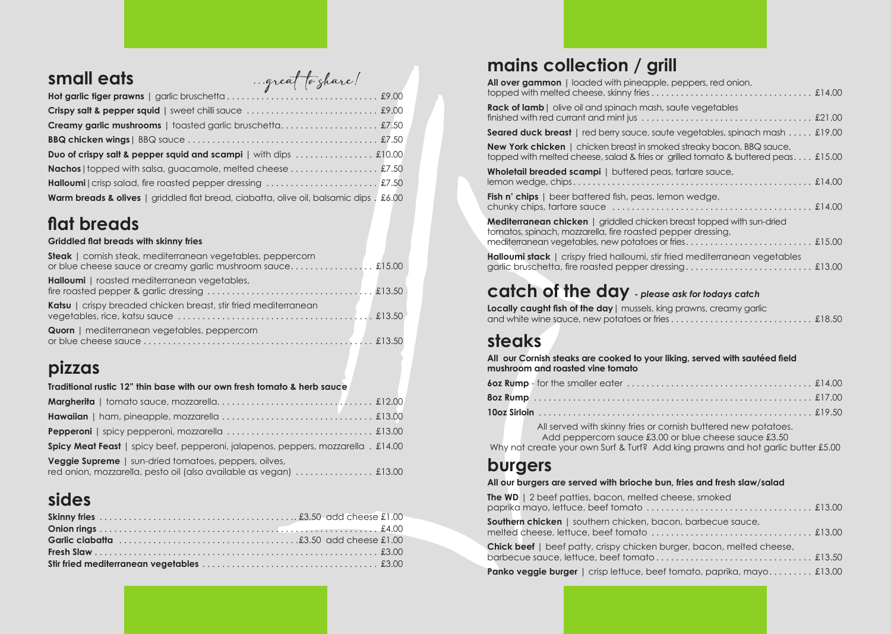## small eats

*...great to share!*

**Hot garlic tiger prawns** | garlic bruschetta .............................. £9.00

**Crispy salt & pepper squid** | sweet chilli sauce .......................... £9.00

**Creamy garlic mushrooms** | toasted garlic bruschetta................... £7.50

**BBQ chicken wings** | BBQ sauce ...................................... £7.50

**Duo of crispy salt & pepper squid and scampi** | with dips ................ £10.00

**Nachos** | topped with salsa, guacamole, melted cheese .................. £7.50

**Halloumi** | crisp salad, fire roasted pepper dressing ....................... £7.50

**Warm breads & olives** | griddled flat bread, ciabatta, olive oil, balsamic dips . £6.00

## flat breads

**Griddled flat breads with skinny fries**

**Steak** | cornish steak, mediterranean vegetables, peppercorn or blue cheese sauce or creamy garlic mushroom sauce................. £15.00

**Halloumi** | roasted mediterranean vegetables, fire roasted pepper & garlic dressing ................................. £13.50

**Katsu** | crispy breaded chicken breast, stir fried mediterranean vegetables, rice, katsu sauce ...................................... £13.50

**Quorn** | mediterranean vegetables, peppercorn or blue cheese sauce ............................................. £13.50

## pizzas

**Traditional rustic 12" thin base with our own fresh tomato & herb sauce**

**Margherita** | tomato sauce, mozzarella................................ £12.00

**Hawaiian** | ham, pineapple, mozzarella .............................. £13.00

**Pepperoni** | spicy pepperoni, mozzarella ............................. £13.00

**Spicy Meat Feast** | spicy beef, pepperoni, jalepenos, peppers, mozzarella . £14.00

**Veggie Supreme** | sun-dried tomatoes, peppers, oilves, red onion, mozzarella, pesto oil (also available as vegan) ................ £13.00

## sides

**Skinny fries** ........................................£3.50 add cheese £1.00

**Onion rings** ........................................................ £4.00

**Garlic ciabatta** ....................................£3.50 add cheese £1.00

**Fresh Slaw** ......................................................... £3.00

**Stir fried mediterranean vegetables** .................................. £3.00

## mains collection / grill

**All over gammon** | loaded with pineapple, peppers, red onion, topped with melted cheese, skinny fries ................................ £14.00

**Rack of lamb** | olive oil and spinach mash, saute vegetables finished with red currant and mint jus ...................................... £21.00

**Seared duck breast** | red berry sauce, saute vegetables, spinach mash ..... £19.00

**New York chicken** | chicken breast in smoked streaky bacon, BBQ sauce, topped with melted cheese, salad & fries or grilled tomato & buttered peas.... £15.00

**Wholetail breaded scampi** | buttered peas, tartare sauce, lemon wedge, chips................................................. £14.00

**Fish n' chips** | beer battered fish, peas, lemon wedge, chunky chips, tartare sauce ........................................ £14.00

**Mediterranean chicken** | griddled chicken breast topped with sun-dried tomatos, spinach, mozzarella, fire roasted pepper dressing, mediterranean vegetables, new potatoes or fries.......................... £15.00

**Halloumi stack** | crispy fried halloumi, stir fried mediterranean vegetables garlic bruschetta, fire roasted pepper dressing.......................... £13.00

## catch of the day *- please ask for todays catch*

**Locally caught fish of the day** | mussels, king prawns, creamy garlic and white wine sauce, new potatoes or fries ............................ £18.50

## steaks

**All our Cornish steaks are cooked to your liking, served with sautéed field mushroom and roasted vine tomato**

**6oz Rump** - for the smaller eater ..................................... £14.00

**8oz Rump** ........................................................ £17.00

**10oz Sirloin** ...................................................... £19.50

All served with skinny fries or cornish buttered new potatoes.
Add peppercorn sauce £3.00 or blue cheese sauce £3.50
Why not create your own Surf & Turf? Add king prawns and hot garlic butter £5.00

## burgers

**All our burgers are served with brioche bun, fries and fresh slaw/salad**

**The WD** | 2 beef patties, bacon, melted cheese, smoked paprika mayo, lettuce, beef tomato ................................. £13.00

**Southern chicken** | southern chicken, bacon, barbecue sauce, melted cheese, lettuce, beef tomato ................................ £13.00

**Chick beef** | beef patty, crispy chicken burger, bacon, melted cheese, barbecue sauce, lettuce, beef tomato............................... £13.50

**Panko veggie burger** | crisp lettuce, beef tomato, paprika, mayo......... £13.00